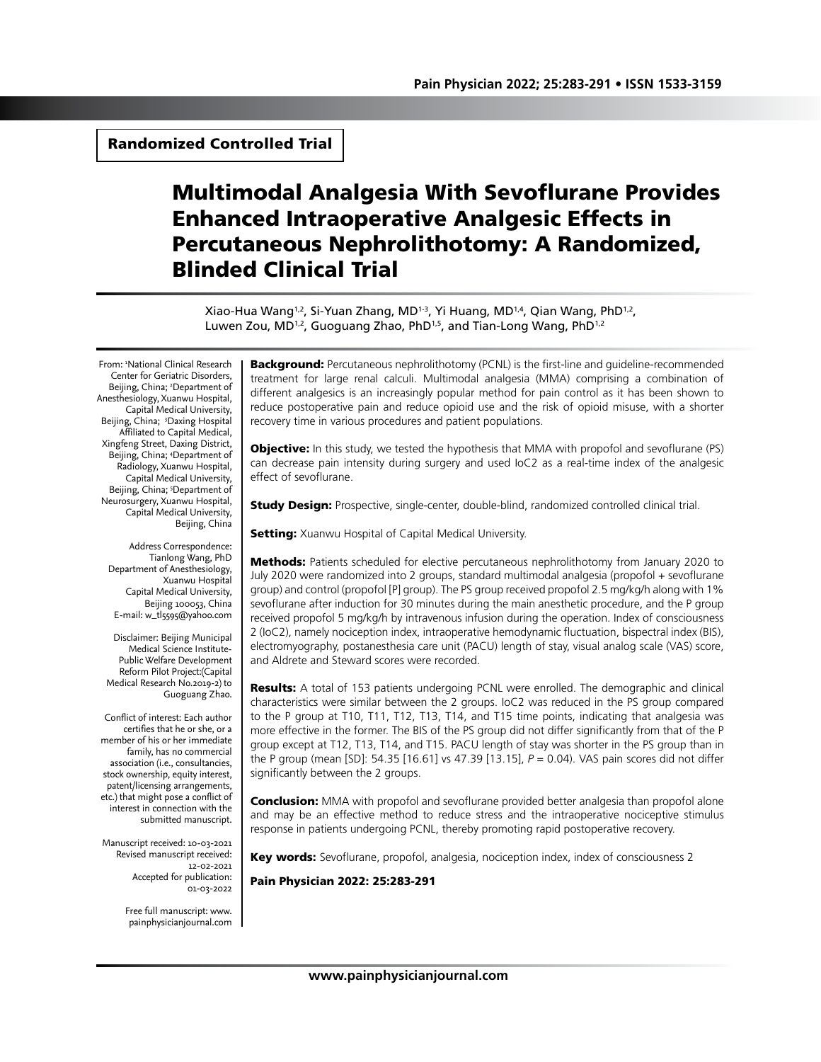Randomized Controlled Trial

# Multimodal Analgesia With Sevoflurane Provides Enhanced Intraoperative Analgesic Effects in Percutaneous Nephrolithotomy: A Randomized, Blinded Clinical Trial

Xiao-Hua Wang[1,2], Si-Yuan Zhang, MD[1-3], Yi Huang, MD[1,4], Qian Wang, PhD[1,2], Luwen Zou, MD[1,2], Guoguang Zhao, PhD[1,5], and Tian-Long Wang, PhD[1,2]

From: [1]National Clinical Research Center for Geriatric Disorders, Beijing, China; [2]Department of Anesthesiology, Xuanwu Hospital, Capital Medical University, Beijing, China; [3]Daxing Hospital Affiliated to Capital Medical, Xingfeng Street, Daxing District, Beijing, China; [4]Department of Radiology, Xuanwu Hospital, Capital Medical University, Beijing, China; [5]Department of Neurosurgery, Xuanwu Hospital, Capital Medical University, Beijing, China

Address Correspondence: Tianlong Wang, PhD Department of Anesthesiology, Xuanwu Hospital Capital Medical University, Beijing 100053, China E-mail: w_tl5595@yahoo.com

Disclaimer: Beijing Municipal Medical Science Institute-Public Welfare Development Reform Pilot Project:(Capital Medical Research No.2019-2) to Guoguang Zhao.

Conflict of interest: Each author certifies that he or she, or a member of his or her immediate family, has no commercial association (i.e., consultancies, stock ownership, equity interest, patent/licensing arrangements, etc.) that might pose a conflict of interest in connection with the submitted manuscript.

Manuscript received: 10-03-2021 Revised manuscript received: 12-02-2021 Accepted for publication: 01-03-2022

Free full manuscript: www.painphysicianjournal.com

**Background:** Percutaneous nephrolithotomy (PCNL) is the first-line and guideline-recommended treatment for large renal calculi. Multimodal analgesia (MMA) comprising a combination of different analgesics is an increasingly popular method for pain control as it has been shown to reduce postoperative pain and reduce opioid use and the risk of opioid misuse, with a shorter recovery time in various procedures and patient populations.

**Objective:** In this study, we tested the hypothesis that MMA with propofol and sevoflurane (PS) can decrease pain intensity during surgery and used IoC2 as a real-time index of the analgesic effect of sevoflurane.

**Study Design:** Prospective, single-center, double-blind, randomized controlled clinical trial.

**Setting:** Xuanwu Hospital of Capital Medical University.

**Methods:** Patients scheduled for elective percutaneous nephrolithotomy from January 2020 to July 2020 were randomized into 2 groups, standard multimodal analgesia (propofol + sevoflurane group) and control (propofol [P] group). The PS group received propofol 2.5 mg/kg/h along with 1% sevoflurane after induction for 30 minutes during the main anesthetic procedure, and the P group received propofol 5 mg/kg/h by intravenous infusion during the operation. Index of consciousness 2 (IoC2), namely nociception index, intraoperative hemodynamic fluctuation, bispectral index (BIS), electromyography, postanesthesia care unit (PACU) length of stay, visual analog scale (VAS) score, and Aldrete and Steward scores were recorded.

**Results:** A total of 153 patients undergoing PCNL were enrolled. The demographic and clinical characteristics were similar between the 2 groups. IoC2 was reduced in the PS group compared to the P group at T10, T11, T12, T13, T14, and T15 time points, indicating that analgesia was more effective in the former. The BIS of the PS group did not differ significantly from that of the P group except at T12, T13, T14, and T15. PACU length of stay was shorter in the PS group than in the P group (mean [SD]: 54.35 [16.61] vs 47.39 [13.15], $P = 0.04$). VAS pain scores did not differ significantly between the 2 groups.

**Conclusion:** MMA with propofol and sevoflurane provided better analgesia than propofol alone and may be an effective method to reduce stress and the intraoperative nociceptive stimulus response in patients undergoing PCNL, thereby promoting rapid postoperative recovery.

**Key words:** Sevoflurane, propofol, analgesia, nociception index, index of consciousness 2

**Pain Physician 2022: 25:283-291**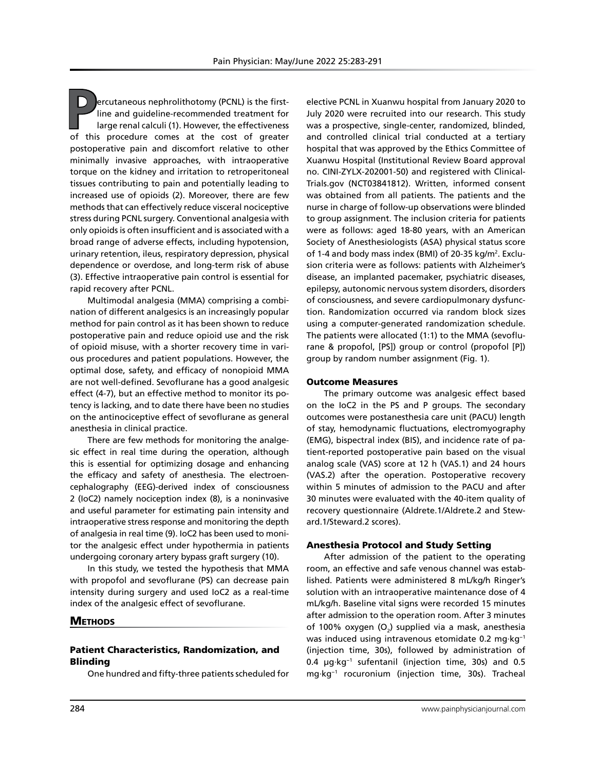Percutaneous nephrolithotomy (PCNL) is the first-line and guideline-recommended treatment for large renal calculi (1). However, the effectiveness of this procedure comes at the cost of greater postoperative pain and discomfort relative to other minimally invasive approaches, with intraoperative torque on the kidney and irritation to retroperitoneal tissues contributing to pain and potentially leading to increased use of opioids (2). Moreover, there are few methods that can effectively reduce visceral nociceptive stress during PCNL surgery. Conventional analgesia with only opioids is often insufficient and is associated with a broad range of adverse effects, including hypotension, urinary retention, ileus, respiratory depression, physical dependence or overdose, and long-term risk of abuse (3). Effective intraoperative pain control is essential for rapid recovery after PCNL.

Multimodal analgesia (MMA) comprising a combination of different analgesics is an increasingly popular method for pain control as it has been shown to reduce postoperative pain and reduce opioid use and the risk of opioid misuse, with a shorter recovery time in various procedures and patient populations. However, the optimal dose, safety, and efficacy of nonopioid MMA are not well-defined. Sevoflurane has a good analgesic effect (4-7), but an effective method to monitor its potency is lacking, and to date there have been no studies on the antinociceptive effect of sevoflurane as general anesthesia in clinical practice.

There are few methods for monitoring the analgesic effect in real time during the operation, although this is essential for optimizing dosage and enhancing the efficacy and safety of anesthesia. The electroencephalography (EEG)-derived index of consciousness 2 (IoC2) namely nociception index (8), is a noninvasive and useful parameter for estimating pain intensity and intraoperative stress response and monitoring the depth of analgesia in real time (9). IoC2 has been used to monitor the analgesic effect under hypothermia in patients undergoing coronary artery bypass graft surgery (10).

In this study, we tested the hypothesis that MMA with propofol and sevoflurane (PS) can decrease pain intensity during surgery and used IoC2 as a real-time index of the analgesic effect of sevoflurane.

## Methods

### Patient Characteristics, Randomization, and Blinding

One hundred and fifty-three patients scheduled for elective PCNL in Xuanwu hospital from January 2020 to July 2020 were recruited into our research. This study was a prospective, single-center, randomized, blinded, and controlled clinical trial conducted at a tertiary hospital that was approved by the Ethics Committee of Xuanwu Hospital (Institutional Review Board approval no. CINI-ZYLX-202001-50) and registered with ClinicalTrials.gov (NCT03841812). Written, informed consent was obtained from all patients. The patients and the nurse in charge of follow-up observations were blinded to group assignment. The inclusion criteria for patients were as follows: aged 18-80 years, with an American Society of Anesthesiologists (ASA) physical status score of 1-4 and body mass index (BMI) of 20-35 kg/m$^2$. Exclusion criteria were as follows: patients with Alzheimer's disease, an implanted pacemaker, psychiatric diseases, epilepsy, autonomic nervous system disorders, disorders of consciousness, and severe cardiopulmonary dysfunction. Randomization occurred via random block sizes using a computer-generated randomization schedule. The patients were allocated (1:1) to the MMA (sevoflurane & propofol, [PS]) group or control (propofol [P]) group by random number assignment (Fig. 1).

### Outcome Measures

The primary outcome was analgesic effect based on the IoC2 in the PS and P groups. The secondary outcomes were postanesthesia care unit (PACU) length of stay, hemodynamic fluctuations, electromyography (EMG), bispectral index (BIS), and incidence rate of patient-reported postoperative pain based on the visual analog scale (VAS) score at 12 h (VAS.1) and 24 hours (VAS.2) after the operation. Postoperative recovery within 5 minutes of admission to the PACU and after 30 minutes were evaluated with the 40-item quality of recovery questionnaire (Aldrete.1/Aldrete.2 and Steward.1/Steward.2 scores).

### Anesthesia Protocol and Study Setting

After admission of the patient to the operating room, an effective and safe venous channel was established. Patients were administered 8 mL/kg/h Ringer's solution with an intraoperative maintenance dose of 4 mL/kg/h. Baseline vital signs were recorded 15 minutes after admission to the operation room. After 3 minutes of 100% oxygen ($O_2$) supplied via a mask, anesthesia was induced using intravenous etomidate 0.2 mg·kg$^{-1}$ (injection time, 30s), followed by administration of 0.4 μg·kg$^{-1}$ sufentanil (injection time, 30s) and 0.5 mg·kg$^{-1}$ rocuronium (injection time, 30s). Tracheal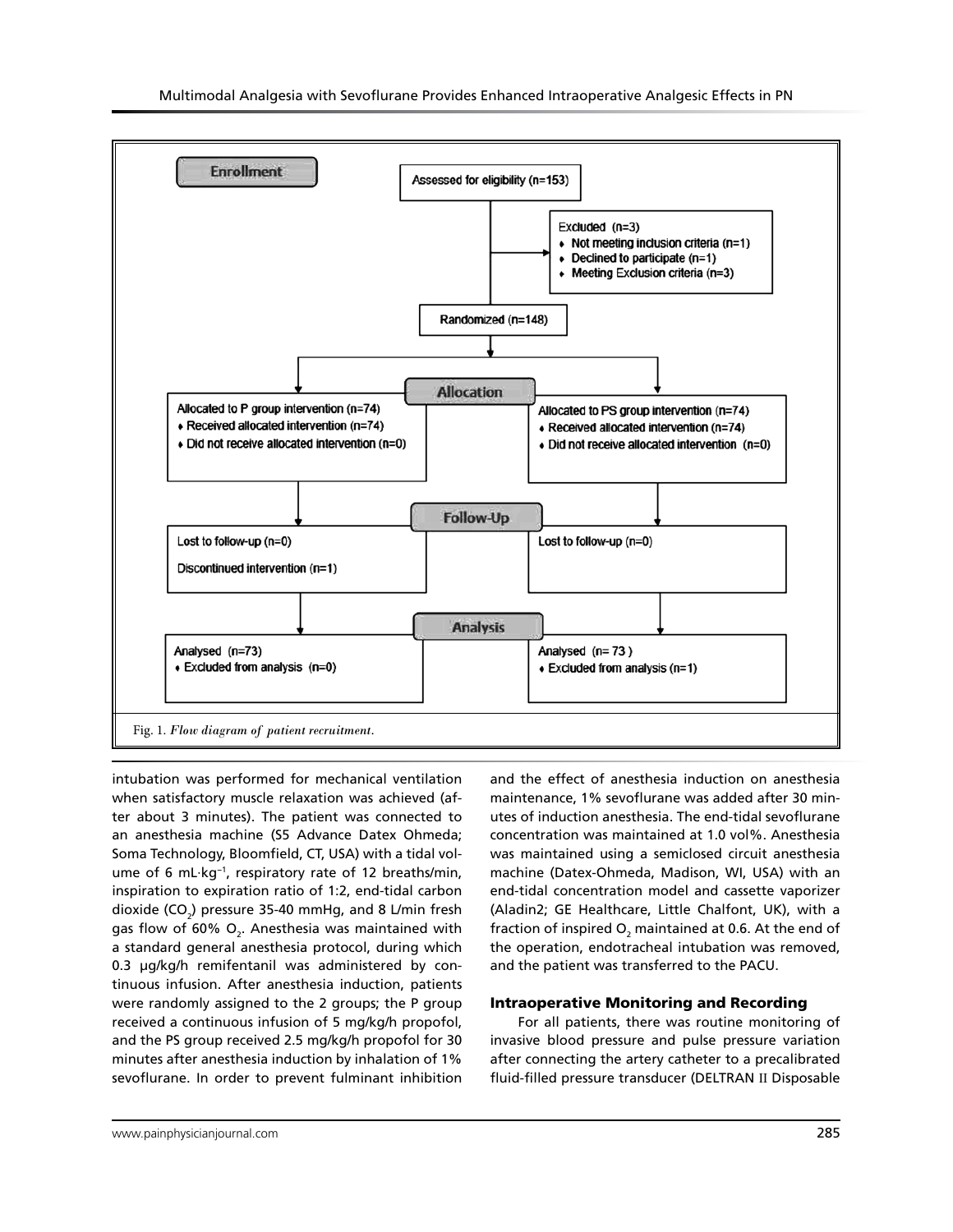**Enrollment**

Assessed for eligibility (n=153)

Excluded (n=3)
- Not meeting inclusion criteria (n=1)
- Declined to participate (n=1)
- Meeting Exclusion criteria (n=3)

Randomized (n=148)

**Allocation**

Allocated to P group intervention (n=74)
- Received allocated intervention (n=74)
- Did not receive allocated intervention (n=0)

Allocated to PS group intervention (n=74)
- Received allocated intervention (n=74)
- Did not receive allocated intervention (n=0)

**Follow-Up**

Lost to follow-up (n=0)

Discontinued intervention (n=1)

Lost to follow-up (n=0)

**Analysis**

Analysed (n=73)
- Excluded from analysis (n=0)

Analysed (n= 73 )
- Excluded from analysis (n=1)

Fig. 1. *Flow diagram of patient recruitment.*

intubation was performed for mechanical ventilation when satisfactory muscle relaxation was achieved (after about 3 minutes). The patient was connected to an anesthesia machine (S5 Advance Datex Ohmeda; Soma Technology, Bloomfield, CT, USA) with a tidal volume of 6 mL·kg$^{-1}$, respiratory rate of 12 breaths/min, inspiration to expiration ratio of 1:2, end-tidal carbon dioxide ($CO_2$) pressure 35-40 mmHg, and 8 L/min fresh gas flow of 60% $O_2$. Anesthesia was maintained with a standard general anesthesia protocol, during which 0.3 μg/kg/h remifentanil was administered by continuous infusion. After anesthesia induction, patients were randomly assigned to the 2 groups; the P group received a continuous infusion of 5 mg/kg/h propofol, and the PS group received 2.5 mg/kg/h propofol for 30 minutes after anesthesia induction by inhalation of 1% sevoflurane. In order to prevent fulminant inhibition and the effect of anesthesia induction on anesthesia maintenance, 1% sevoflurane was added after 30 minutes of induction anesthesia. The end-tidal sevoflurane concentration was maintained at 1.0 vol%. Anesthesia was maintained using a semiclosed circuit anesthesia machine (Datex-Ohmeda, Madison, WI, USA) with an end-tidal concentration model and cassette vaporizer (Aladin2; GE Healthcare, Little Chalfont, UK), with a fraction of inspired $O_2$ maintained at 0.6. At the end of the operation, endotracheal intubation was removed, and the patient was transferred to the PACU.

### Intraoperative Monitoring and Recording

For all patients, there was routine monitoring of invasive blood pressure and pulse pressure variation after connecting the artery catheter to a precalibrated fluid-filled pressure transducer (DELTRAN II Disposable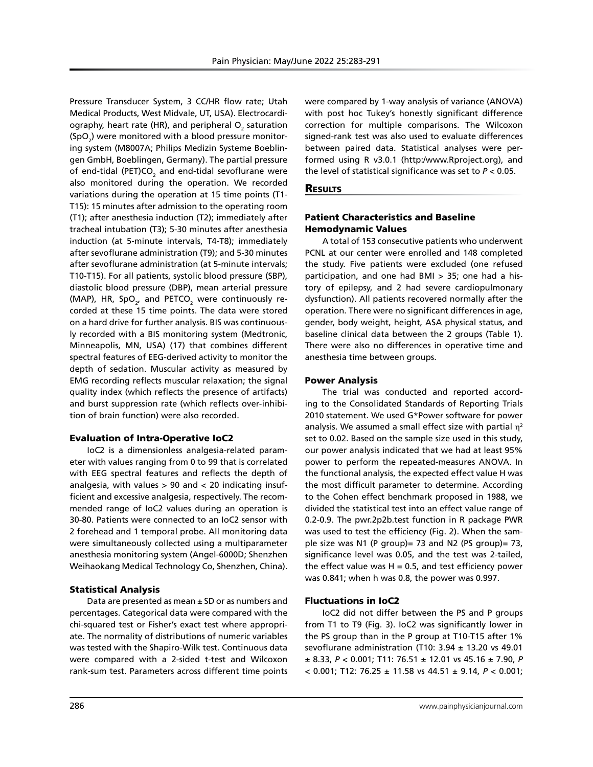Pressure Transducer System, 3 CC/HR flow rate; Utah Medical Products, West Midvale, UT, USA). Electrocardiography, heart rate (HR), and peripheral $O_2$ saturation ($SpO_2$) were monitored with a blood pressure monitoring system (M8007A; Philips Medizin Systeme Boeblingen GmbH, Boeblingen, Germany). The partial pressure of end-tidal (PET)$CO_2$ and end-tidal sevoflurane were also monitored during the operation. We recorded variations during the operation at 15 time points (T1-T15): 15 minutes after admission to the operating room (T1); after anesthesia induction (T2); immediately after tracheal intubation (T3); 5-30 minutes after anesthesia induction (at 5-minute intervals, T4-T8); immediately after sevoflurane administration (T9); and 5-30 minutes after sevoflurane administration (at 5-minute intervals; T10-T15). For all patients, systolic blood pressure (SBP), diastolic blood pressure (DBP), mean arterial pressure (MAP), HR, $SpO_2$, and $PETCO_2$ were continuously recorded at these 15 time points. The data were stored on a hard drive for further analysis. BIS was continuously recorded with a BIS monitoring system (Medtronic, Minneapolis, MN, USA) (17) that combines different spectral features of EEG-derived activity to monitor the depth of sedation. Muscular activity as measured by EMG recording reflects muscular relaxation; the signal quality index (which reflects the presence of artifacts) and burst suppression rate (which reflects over-inhibition of brain function) were also recorded.

### Evaluation of Intra-Operative IoC2

IoC2 is a dimensionless analgesia-related parameter with values ranging from 0 to 99 that is correlated with EEG spectral features and reflects the depth of analgesia, with values > 90 and < 20 indicating insufficient and excessive analgesia, respectively. The recommended range of IoC2 values during an operation is 30-80. Patients were connected to an IoC2 sensor with 2 forehead and 1 temporal probe. All monitoring data were simultaneously collected using a multiparameter anesthesia monitoring system (Angel-6000D; Shenzhen Weihaokang Medical Technology Co, Shenzhen, China).

### Statistical Analysis

Data are presented as mean ± SD or as numbers and percentages. Categorical data were compared with the chi-squared test or Fisher's exact test where appropriate. The normality of distributions of numeric variables was tested with the Shapiro-Wilk test. Continuous data were compared with a 2-sided t-test and Wilcoxon rank-sum test. Parameters across different time points were compared by 1-way analysis of variance (ANOVA) with post hoc Tukey's honestly significant difference correction for multiple comparisons. The Wilcoxon signed-rank test was also used to evaluate differences between paired data. Statistical analyses were performed using R v3.0.1 (http:/www.Rproject.org), and the level of statistical significance was set to $P < 0.05$.

## Results

### Patient Characteristics and Baseline Hemodynamic Values

A total of 153 consecutive patients who underwent PCNL at our center were enrolled and 148 completed the study. Five patients were excluded (one refused participation, and one had BMI > 35; one had a history of epilepsy, and 2 had severe cardiopulmonary dysfunction). All patients recovered normally after the operation. There were no significant differences in age, gender, body weight, height, ASA physical status, and baseline clinical data between the 2 groups (Table 1). There were also no differences in operative time and anesthesia time between groups.

### Power Analysis

The trial was conducted and reported according to the Consolidated Standards of Reporting Trials 2010 statement. We used G*Power software for power analysis. We assumed a small effect size with partial $\eta^2$ set to 0.02. Based on the sample size used in this study, our power analysis indicated that we had at least 95% power to perform the repeated-measures ANOVA. In the functional analysis, the expected effect value H was the most difficult parameter to determine. According to the Cohen effect benchmark proposed in 1988, we divided the statistical test into an effect value range of 0.2-0.9. The pwr.2p2b.test function in R package PWR was used to test the efficiency (Fig. 2). When the sample size was N1 (P group)= 73 and N2 (PS group)= 73, significance level was 0.05, and the test was 2-tailed, the effect value was H = 0.5, and test efficiency power was 0.841; when h was 0.8, the power was 0.997.

### Fluctuations in IoC2

IoC2 did not differ between the PS and P groups from T1 to T9 (Fig. 3). IoC2 was significantly lower in the PS group than in the P group at T10-T15 after 1% sevoflurane administration (T10: 3.94 ± 13.20 vs 49.01 ± 8.33, $P < 0.001$; T11: 76.51 ± 12.01 vs 45.16 ± 7.90, $P < 0.001$; T12: 76.25 ± 11.58 vs 44.51 ± 9.14, $P < 0.001$;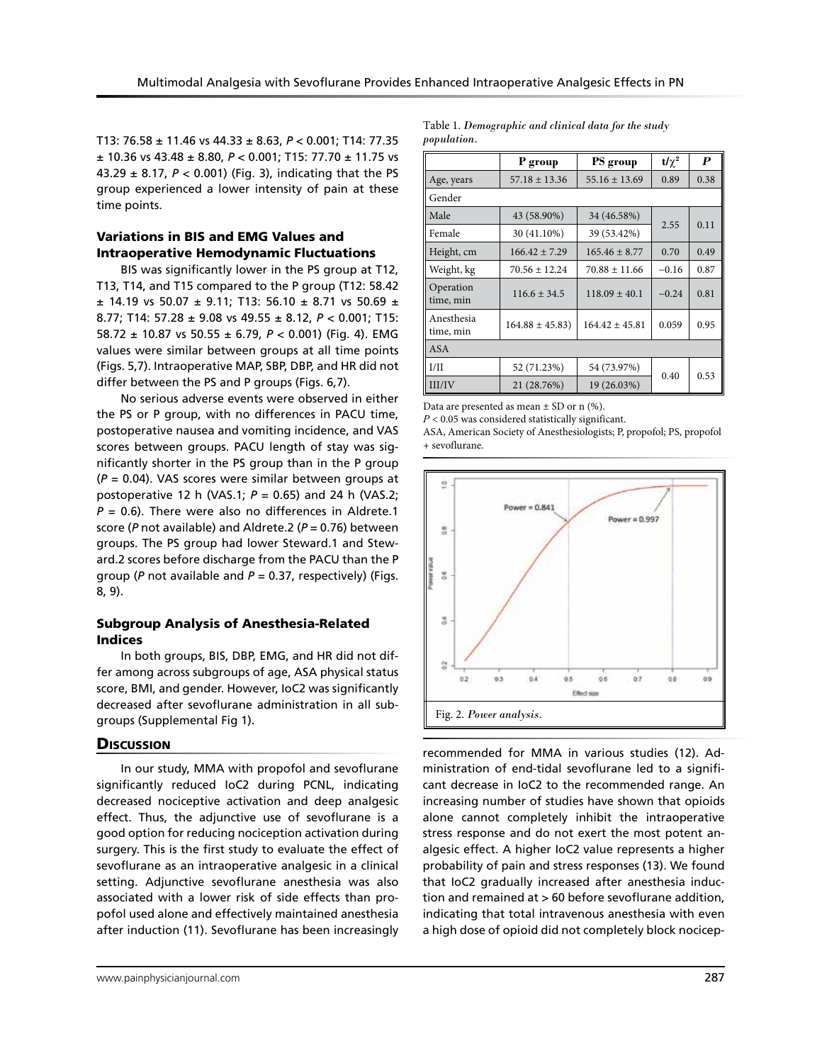T13: 76.58 ± 11.46 vs 44.33 ± 8.63, $P < 0.001$; T14: 77.35 ± 10.36 vs 43.48 ± 8.80, $P < 0.001$; T15: 77.70 ± 11.75 vs 43.29 ± 8.17, $P < 0.001$) (Fig. 3), indicating that the PS group experienced a lower intensity of pain at these time points.

### Variations in BIS and EMG Values and Intraoperative Hemodynamic Fluctuations

BIS was significantly lower in the PS group at T12, T13, T14, and T15 compared to the P group (T12: 58.42 ± 14.19 vs 50.07 ± 9.11; T13: 56.10 ± 8.71 vs 50.69 ± 8.77; T14: 57.28 ± 9.08 vs 49.55 ± 8.12, $P < 0.001$; T15: 58.72 ± 10.87 vs 50.55 ± 6.79, $P < 0.001$) (Fig. 4). EMG values were similar between groups at all time points (Figs. 5,7). Intraoperative MAP, SBP, DBP, and HR did not differ between the PS and P groups (Figs. 6,7).

No serious adverse events were observed in either the PS or P group, with no differences in PACU time, postoperative nausea and vomiting incidence, and VAS scores between groups. PACU length of stay was significantly shorter in the PS group than in the P group ($P = 0.04$). VAS scores were similar between groups at postoperative 12 h (VAS.1; $P = 0.65$) and 24 h (VAS.2; $P = 0.6$). There were also no differences in Aldrete.1 score ($P$ not available) and Aldrete.2 ($P = 0.76$) between groups. The PS group had lower Steward.1 and Steward.2 scores before discharge from the PACU than the P group ($P$ not available and $P = 0.37$, respectively) (Figs. 8, 9).

### Subgroup Analysis of Anesthesia-Related Indices

In both groups, BIS, DBP, EMG, and HR did not differ among across subgroups of age, ASA physical status score, BMI, and gender. However, IoC2 was significantly decreased after sevoflurane administration in all subgroups (Supplemental Fig 1).

## Discussion

In our study, MMA with propofol and sevoflurane significantly reduced IoC2 during PCNL, indicating decreased nociceptive activation and deep analgesic effect. Thus, the adjunctive use of sevoflurane is a good option for reducing nociception activation during surgery. This is the first study to evaluate the effect of sevoflurane as an intraoperative analgesic in a clinical setting. Adjunctive sevoflurane anesthesia was also associated with a lower risk of side effects than propofol used alone and effectively maintained anesthesia after induction (11). Sevoflurane has been increasingly recommended for MMA in various studies (12). Administration of end-tidal sevoflurane led to a significant decrease in IoC2 to the recommended range. An increasing number of studies have shown that opioids alone cannot completely inhibit the intraoperative stress response and do not exert the most potent analgesic effect. A higher IoC2 value represents a higher probability of pain and stress responses (13). We found that IoC2 gradually increased after anesthesia induction and remained at > 60 before sevoflurane addition, indicating that total intravenous anesthesia with even a high dose of opioid did not completely block nocicep-

Table 1. *Demographic and clinical data for the study population.*

| | P group | PS group | $t/\chi^2$ | $P$ |
|---|---|---|---|---|
| Age, years | 57.18 ± 13.36 | 55.16 ± 13.69 | 0.89 | 0.38 |
| Gender | | | | |
| Male | 43 (58.90%) | 34 (46.58%) | 2.55 | 0.11 |
| Female | 30 (41.10%) | 39 (53.42%) | | |
| Height, cm | 166.42 ± 7.29 | 165.46 ± 8.77 | 0.70 | 0.49 |
| Weight, kg | 70.56 ± 12.24 | 70.88 ± 11.66 | −0.16 | 0.87 |
| Operation time, min | 116.6 ± 34.5 | 118.09 ± 40.1 | −0.24 | 0.81 |
| Anesthesia time, min | 164.88 ± 45.83) | 164.42 ± 45.81 | 0.059 | 0.95 |
| ASA | | | | |
| I/II | 52 (71.23%) | 54 (73.97%) | 0.40 | 0.53 |
| III/IV | 21 (28.76%) | 19 (26.03%) | | |

Data are presented as mean ± SD or n (%).
$P < 0.05$ was considered statistically significant.
ASA, American Society of Anesthesiologists; P, propofol; PS, propofol + sevoflurane.

Fig. 2. *Power analysis.*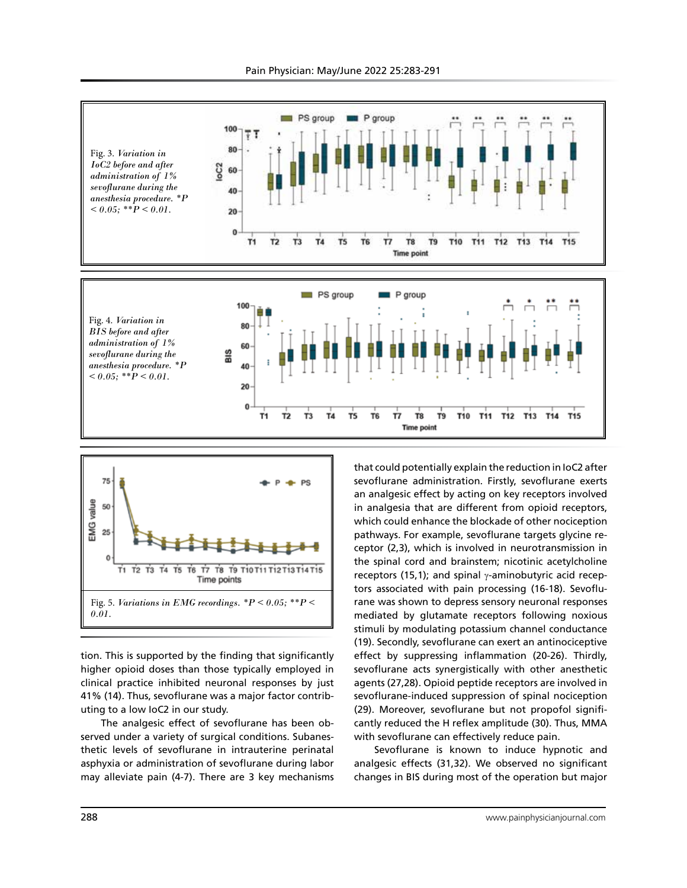Fig. 3. *Variation in IoC2 before and after administration of 1% sevoflurane during the anesthesia procedure. \*P < 0.05; \*\*P < 0.01.*

Fig. 4. *Variation in BIS before and after administration of 1% sevoflurane during the anesthesia procedure. \*P < 0.05; \*\*P < 0.01.*

Fig. 5. *Variations in EMG recordings. \*P < 0.05; \*\*P < 0.01.*

tion. This is supported by the finding that significantly higher opioid doses than those typically employed in clinical practice inhibited neuronal responses by just 41% (14). Thus, sevoflurane was a major factor contributing to a low IoC2 in our study.

The analgesic effect of sevoflurane has been observed under a variety of surgical conditions. Subanesthetic levels of sevoflurane in intrauterine perinatal asphyxia or administration of sevoflurane during labor may alleviate pain (4-7). There are 3 key mechanisms that could potentially explain the reduction in IoC2 after sevoflurane administration. Firstly, sevoflurane exerts an analgesic effect by acting on key receptors involved in analgesia that are different from opioid receptors, which could enhance the blockade of other nociception pathways. For example, sevoflurane targets glycine receptor (2,3), which is involved in neurotransmission in the spinal cord and brainstem; nicotinic acetylcholine receptors (15,1); and spinal $\gamma$-aminobutyric acid receptors associated with pain processing (16-18). Sevoflurane was shown to depress sensory neuronal responses mediated by glutamate receptors following noxious stimuli by modulating potassium channel conductance (19). Secondly, sevoflurane can exert an antinociceptive effect by suppressing inflammation (20-26). Thirdly, sevoflurane acts synergistically with other anesthetic agents (27,28). Opioid peptide receptors are involved in sevoflurane-induced suppression of spinal nociception (29). Moreover, sevoflurane but not propofol significantly reduced the H reflex amplitude (30). Thus, MMA with sevoflurane can effectively reduce pain.

Sevoflurane is known to induce hypnotic and analgesic effects (31,32). We observed no significant changes in BIS during most of the operation but major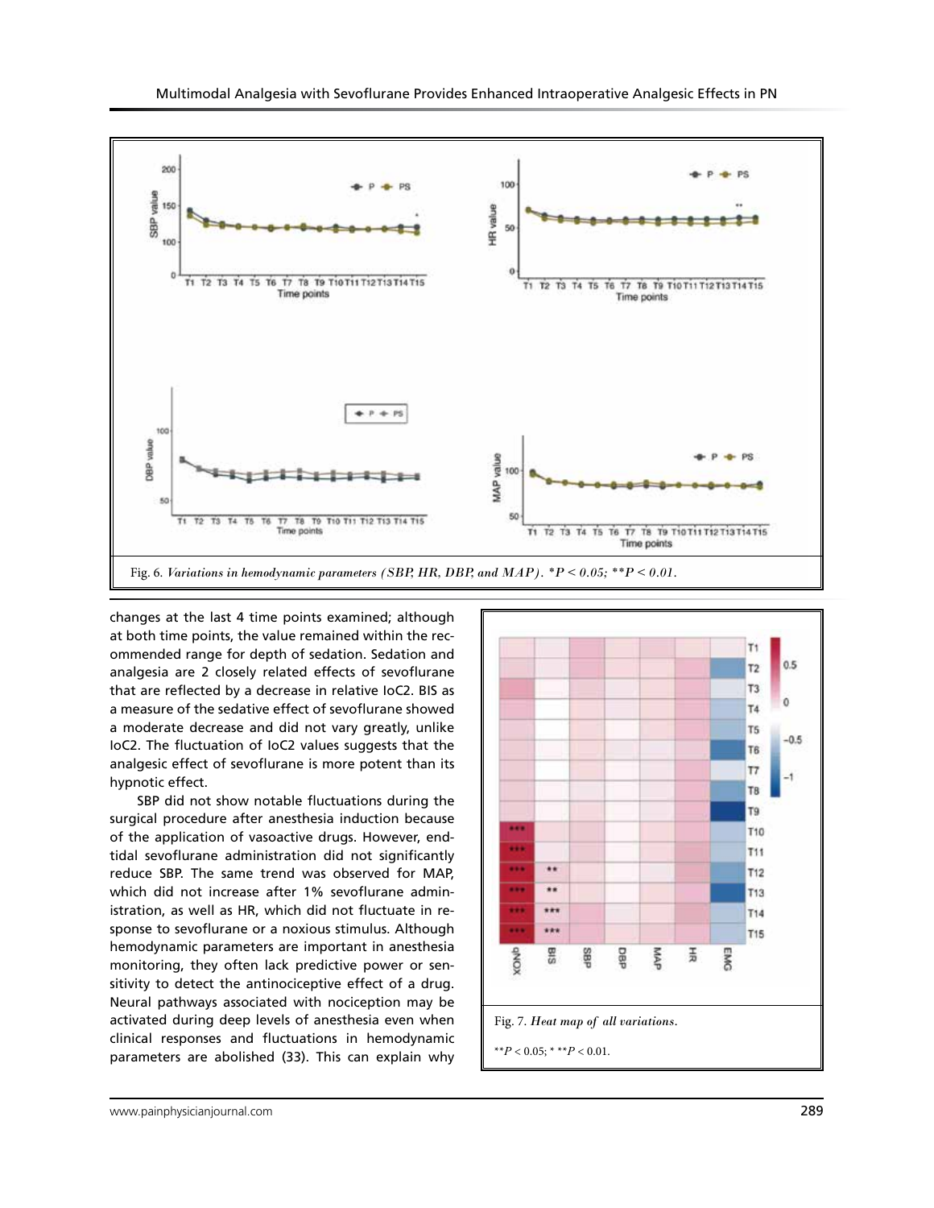Fig. 6. *Variations in hemodynamic parameters (SBP, HR, DBP, and MAP). *P < 0.05; **P < 0.01.*

changes at the last 4 time points examined; although at both time points, the value remained within the recommended range for depth of sedation. Sedation and analgesia are 2 closely related effects of sevoflurane that are reflected by a decrease in relative IoC2. BIS as a measure of the sedative effect of sevoflurane showed a moderate decrease and did not vary greatly, unlike IoC2. The fluctuation of IoC2 values suggests that the analgesic effect of sevoflurane is more potent than its hypnotic effect.

SBP did not show notable fluctuations during the surgical procedure after anesthesia induction because of the application of vasoactive drugs. However, end-tidal sevoflurane administration did not significantly reduce SBP. The same trend was observed for MAP, which did not increase after 1% sevoflurane administration, as well as HR, which did not fluctuate in response to sevoflurane or a noxious stimulus. Although hemodynamic parameters are important in anesthesia monitoring, they often lack predictive power or sensitivity to detect the antinociceptive effect of a drug. Neural pathways associated with nociception may be activated during deep levels of anesthesia even when clinical responses and fluctuations in hemodynamic parameters are abolished (33). This can explain why

Fig. 7. *Heat map of all variations.*

**P < 0.05; * **P < 0.01.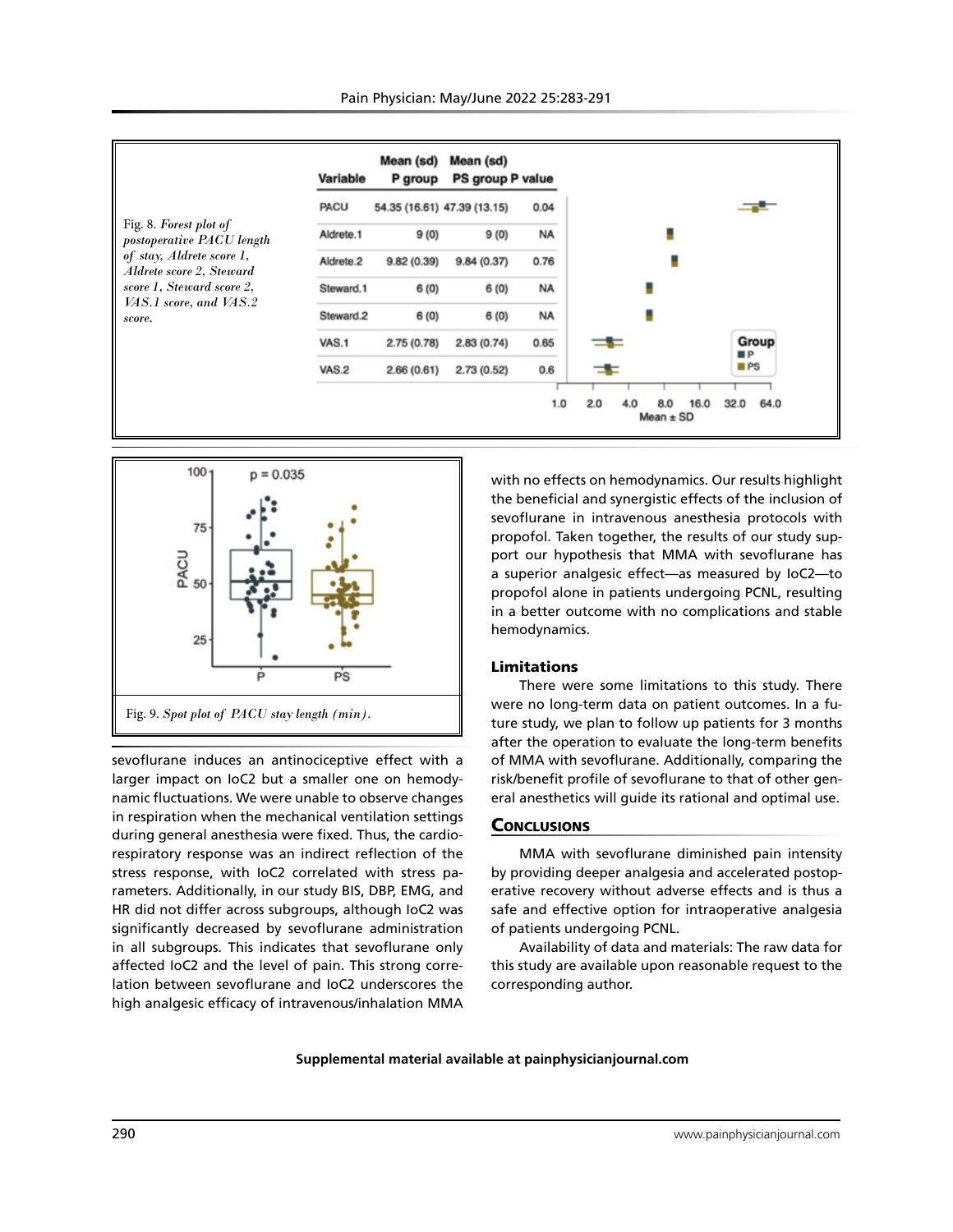| Variable | Mean (sd) P group | Mean (sd) PS group | P value |
|---|---|---|---|
| PACU | 54.35 (16.61) | 47.39 (13.15) | 0.04 |
| Aldrete.1 | 9 (0) | 9 (0) | NA |
| Aldrete.2 | 9.82 (0.39) | 9.84 (0.37) | 0.76 |
| Steward.1 | 6 (0) | 6 (0) | NA |
| Steward.2 | 6 (0) | 6 (0) | NA |
| VAS.1 | 2.75 (0.78) | 2.83 (0.74) | 0.65 |
| VAS.2 | 2.66 (0.61) | 2.73 (0.52) | 0.6 |

Fig. 8. *Forest plot of postoperative PACU length of stay, Aldrete score 1, Aldrete score 2, Steward score 1, Steward score 2, VAS.1 score, and VAS.2 score.*

Fig. 9. *Spot plot of PACU stay length (min).*

sevoflurane induces an antinociceptive effect with a larger impact on IoC2 but a smaller one on hemodynamic fluctuations. We were unable to observe changes in respiration when the mechanical ventilation settings during general anesthesia were fixed. Thus, the cardiorespiratory response was an indirect reflection of the stress response, with IoC2 correlated with stress parameters. Additionally, in our study BIS, DBP, EMG, and HR did not differ across subgroups, although IoC2 was significantly decreased by sevoflurane administration in all subgroups. This indicates that sevoflurane only affected IoC2 and the level of pain. This strong correlation between sevoflurane and IoC2 underscores the high analgesic efficacy of intravenous/inhalation MMA with no effects on hemodynamics. Our results highlight the beneficial and synergistic effects of the inclusion of sevoflurane in intravenous anesthesia protocols with propofol. Taken together, the results of our study support our hypothesis that MMA with sevoflurane has a superior analgesic effect—as measured by IoC2—to propofol alone in patients undergoing PCNL, resulting in a better outcome with no complications and stable hemodynamics.

### Limitations

There were some limitations to this study. There were no long-term data on patient outcomes. In a future study, we plan to follow up patients for 3 months after the operation to evaluate the long-term benefits of MMA with sevoflurane. Additionally, comparing the risk/benefit profile of sevoflurane to that of other general anesthetics will guide its rational and optimal use.

## Conclusions

MMA with sevoflurane diminished pain intensity by providing deeper analgesia and accelerated postoperative recovery without adverse effects and is thus a safe and effective option for intraoperative analgesia of patients undergoing PCNL.

Availability of data and materials: The raw data for this study are available upon reasonable request to the corresponding author.

**Supplemental material available at painphysicianjournal.com**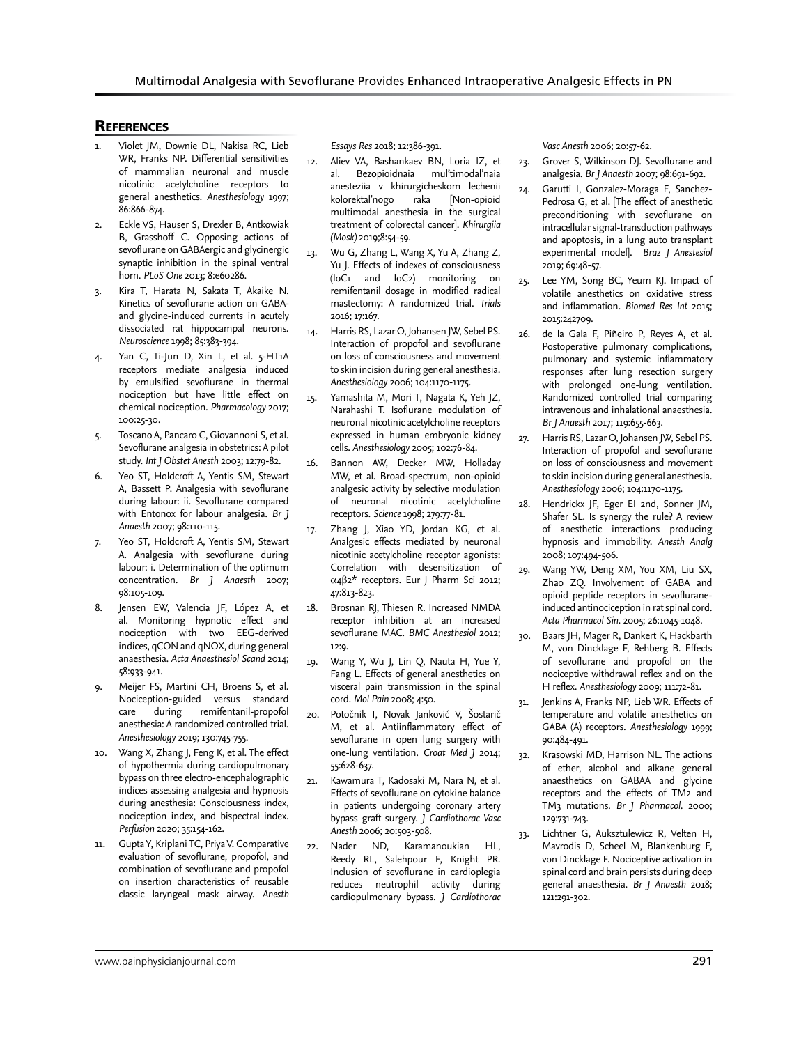## References

1. Violet JM, Downie DL, Nakisa RC, Lieb WR, Franks NP. Differential sensitivities of mammalian neuronal and muscle nicotinic acetylcholine receptors to general anesthetics. *Anesthesiology* 1997; 86:866-874.
2. Eckle VS, Hauser S, Drexler B, Antkowiak B, Grasshoff C. Opposing actions of sevoflurane on GABAergic and glycinergic synaptic inhibition in the spinal ventral horn. *PLoS One* 2013; 8:e60286.
3. Kira T, Harata N, Sakata T, Akaike N. Kinetics of sevoflurane action on GABA- and glycine-induced currents in acutely dissociated rat hippocampal neurons. *Neuroscience* 1998; 85:383-394.
4. Yan C, Ti-Jun D, Xin L, et al. 5-HT1A receptors mediate analgesia induced by emulsified sevoflurane in thermal nociception but have little effect on chemical nociception. *Pharmacology* 2017; 100:25-30.
5. Toscano A, Pancaro C, Giovannoni S, et al. Sevoflurane analgesia in obstetrics: A pilot study. *Int J Obstet Anesth* 2003; 12:79-82.
6. Yeo ST, Holdcroft A, Yentis SM, Stewart A, Bassett P. Analgesia with sevoflurane during labour: ii. Sevoflurane compared with Entonox for labour analgesia. *Br J Anaesth* 2007; 98:110-115.
7. Yeo ST, Holdcroft A, Yentis SM, Stewart A. Analgesia with sevoflurane during labour: i. Determination of the optimum concentration. *Br J Anaesth* 2007; 98:105-109.
8. Jensen EW, Valencia JF, López A, et al. Monitoring hypnotic effect and nociception with two EEG-derived indices, qCON and qNOX, during general anaesthesia. *Acta Anaesthesiol Scand* 2014; 58:933-941.
9. Meijer FS, Martini CH, Broens S, et al. Nociception-guided versus standard care during remifentanil-propofol anesthesia: A randomized controlled trial. *Anesthesiology* 2019; 130:745-755.
10. Wang X, Zhang J, Feng K, et al. The effect of hypothermia during cardiopulmonary bypass on three electro-encephalographic indices assessing analgesia and hypnosis during anesthesia: Consciousness index, nociception index, and bispectral index. *Perfusion* 2020; 35:154-162.
11. Gupta Y, Kriplani TC, Priya V. Comparative evaluation of sevoflurane, propofol, and combination of sevoflurane and propofol on insertion characteristics of reusable classic laryngeal mask airway. *Anesth Essays Res* 2018; 12:386-391.
12. Aliev VA, Bashankaev BN, Loria IZ, et al. Bezopioidnaia mul'timodal'naia anesteziia v khirurgicheskom lechenii kolorektal'nogo raka [Non-opioid multimodal anesthesia in the surgical treatment of colorectal cancer]. *Khirurgiia (Mosk)* 2019;8:54-59.
13. Wu G, Zhang L, Wang X, Yu A, Zhang Z, Yu J. Effects of indexes of consciousness (IoC1 and IoC2) monitoring on remifentanil dosage in modified radical mastectomy: A randomized trial. *Trials* 2016; 17:167.
14. Harris RS, Lazar O, Johansen JW, Sebel PS. Interaction of propofol and sevoflurane on loss of consciousness and movement to skin incision during general anesthesia. *Anesthesiology* 2006; 104:1170-1175.
15. Yamashita M, Mori T, Nagata K, Yeh JZ, Narahashi T. Isoflurane modulation of neuronal nicotinic acetylcholine receptors expressed in human embryonic kidney cells. *Anesthesiology* 2005; 102:76-84.
16. Bannon AW, Decker MW, Holladay MW, et al. Broad-spectrum, non-opioid analgesic activity by selective modulation of neuronal nicotinic acetylcholine receptors. *Science* 1998; 279:77-81.
17. Zhang J, Xiao YD, Jordan KG, et al. Analgesic effects mediated by neuronal nicotinic acetylcholine receptor agonists: Correlation with desensitization of $\alpha 4\beta 2^*$ receptors. Eur J Pharm Sci 2012; 47:813-823.
18. Brosnan RJ, Thiesen R. Increased NMDA receptor inhibition at an increased sevoflurane MAC. *BMC Anesthesiol* 2012; 12:9.
19. Wang Y, Wu J, Lin Q, Nauta H, Yue Y, Fang L. Effects of general anesthetics on visceral pain transmission in the spinal cord. *Mol Pain* 2008; 4:50.
20. Potočnik I, Novak Janković V, Šostarič M, et al. Antiinflammatory effect of sevoflurane in open lung surgery with one-lung ventilation. *Croat Med J* 2014; 55:628-637.
21. Kawamura T, Kadosaki M, Nara N, et al. Effects of sevoflurane on cytokine balance in patients undergoing coronary artery bypass graft surgery. *J Cardiothorac Vasc Anesth* 2006; 20:503-508.
22. Nader ND, Karamanoukian HL, Reedy RL, Salehpour F, Knight PR. Inclusion of sevoflurane in cardioplegia reduces neutrophil activity during cardiopulmonary bypass. *J Cardiothorac Vasc Anesth* 2006; 20:57-62.
23. Grover S, Wilkinson DJ. Sevoflurane and analgesia. *Br J Anaesth* 2007; 98:691-692.
24. Garutti I, Gonzalez-Moraga F, Sanchez-Pedrosa G, et al. [The effect of anesthetic preconditioning with sevoflurane on intracellular signal-transduction pathways and apoptosis, in a lung auto transplant experimental model]. *Braz J Anestesiol* 2019; 69:48-57.
25. Lee YM, Song BC, Yeum KJ. Impact of volatile anesthetics on oxidative stress and inflammation. *Biomed Res Int* 2015; 2015:242709.
26. de la Gala F, Piñeiro P, Reyes A, et al. Postoperative pulmonary complications, pulmonary and systemic inflammatory responses after lung resection surgery with prolonged one-lung ventilation. Randomized controlled trial comparing intravenous and inhalational anaesthesia. *Br J Anaesth* 2017; 119:655-663.
27. Harris RS, Lazar O, Johansen JW, Sebel PS. Interaction of propofol and sevoflurane on loss of consciousness and movement to skin incision during general anesthesia. *Anesthesiology* 2006; 104:1170-1175.
28. Hendrickx JF, Eger EI 2nd, Sonner JM, Shafer SL. Is synergy the rule? A review of anesthetic interactions producing hypnosis and immobility. *Anesth Analg* 2008; 107:494-506.
29. Wang YW, Deng XM, You XM, Liu SX, Zhao ZQ. Involvement of GABA and opioid peptide receptors in sevoflurane-induced antinociception in rat spinal cord. *Acta Pharmacol Sin.* 2005; 26:1045-1048.
30. Baars JH, Mager R, Dankert K, Hackbarth M, von Dincklage F, Rehberg B. Effects of sevoflurane and propofol on the nociceptive withdrawal reflex and on the H reflex. *Anesthesiology* 2009; 111:72-81.
31. Jenkins A, Franks NP, Lieb WR. Effects of temperature and volatile anesthetics on GABA (A) receptors. *Anesthesiology* 1999; 90:484-491.
32. Krasowski MD, Harrison NL. The actions of ether, alcohol and alkane general anaesthetics on GABAA and glycine receptors and the effects of TM2 and TM3 mutations. *Br J Pharmacol.* 2000; 129:731-743.
33. Lichtner G, Auksztulewicz R, Velten H, Mavrodis D, Scheel M, Blankenburg F, von Dincklage F. Nociceptive activation in spinal cord and brain persists during deep general anaesthesia. *Br J Anaesth* 2018; 121:291-302.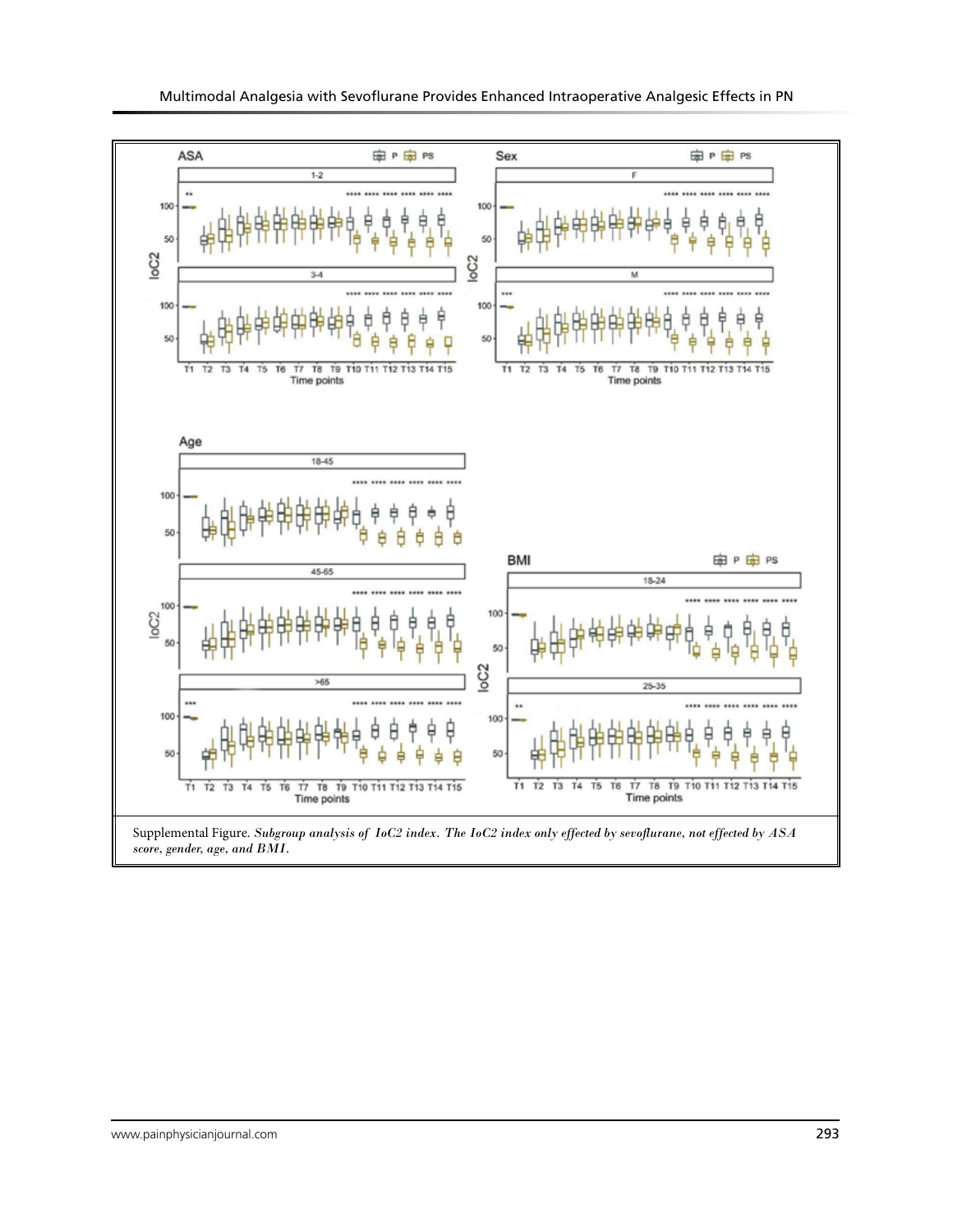ASA

P PS

1-2

3-4

IoC2

100

50

T1 T2 T3 T4 T5 T6 T7 T8 T9 T10 T11 T12 T13 T14 T15

Time points

Sex

P PS

F

M

IoC2

100

50

T1 T2 T3 T4 T5 T6 T7 T8 T9 T10 T11 T12 T13 T14 T15

Time points

Age

18-45

45-65

>65

IoC2

100

50

T1 T2 T3 T4 T5 T6 T7 T8 T9 T10 T11 T12 T13 T14 T15

Time points

BMI

P PS

18-24

25-35

IoC2

100

50

T1 T2 T3 T4 T5 T6 T7 T8 T9 T10 T11 T12 T13 T14 T15

Time points

Supplemental Figure. *Subgroup analysis of IoC2 index. The IoC2 index only effected by sevoflurane, not effected by ASA score, gender, age, and BMI.*